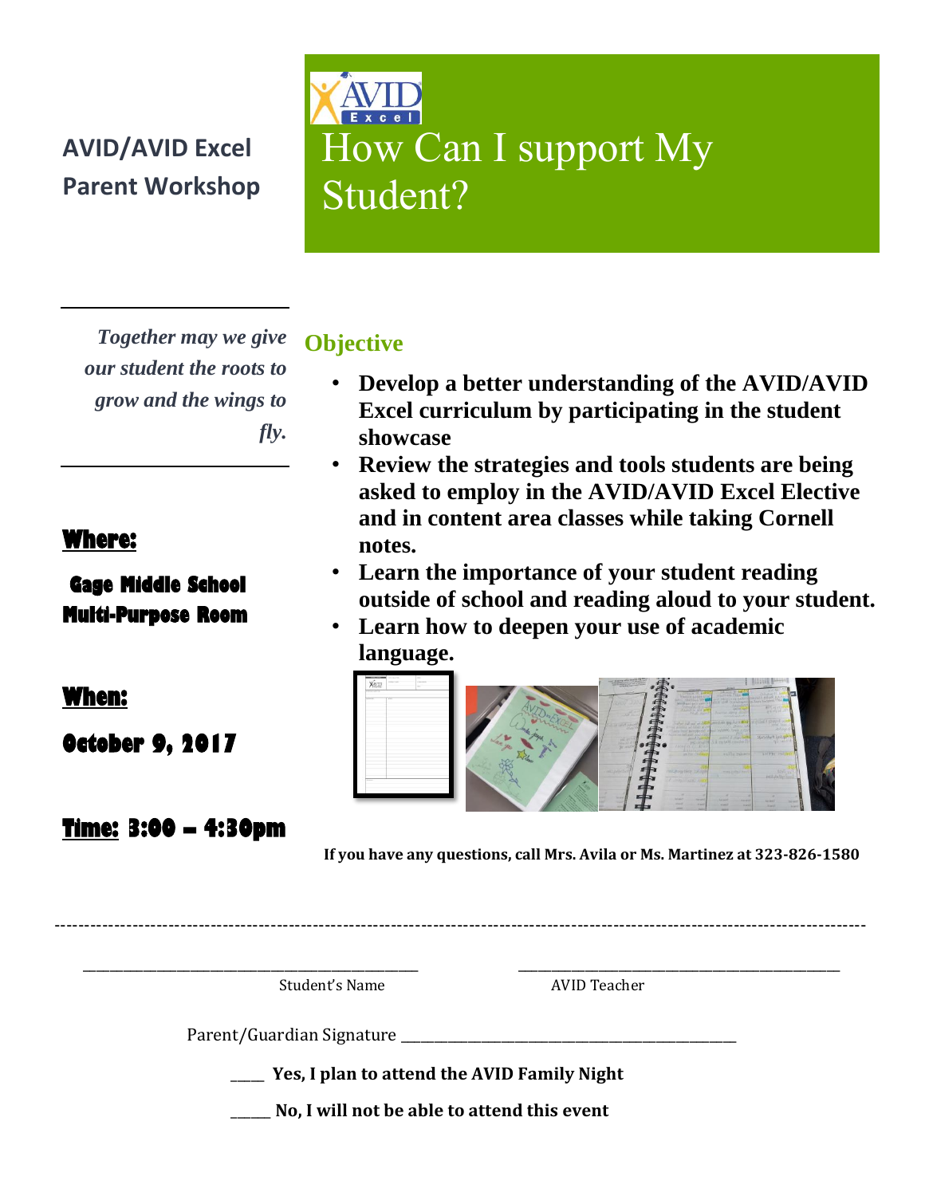**AVID/AVID Excel Parent Workshop**

# How Can I support My Student?

*Together may we give our student the roots to grow and the wings to fly.*

## Objective

- **Develop a better understanding of the AVID/AVID Excel curriculum by participating in the student showcase**
- **Review the strategies and tools students are being asked to employ in the AVID/AVID Excel Elective and in content area classes while taking Cornell notes.**
- **Learn the importance of your student reading outside of school and reading aloud to your student.**
- **Learn how to deepen your use of academic language.**

**Where:**

**Gage Middle School Multi-Purpose Room**

**When:**

**October 9, 2017**

**Time: 3:00 – 4:30pm**

**If you have any questions, call Mrs. Avila or Ms. Martinez at 323-826-1580**

---

\_\_\_\_\_\_\_\_\_\_\_\_\_\_\_\_\_\_\_\_\_\_\_\_\_\_\_\_\_\_\_\_\_\_\_\_\_\_ Student's Name

\_\_\_\_\_\_\_\_\_\_\_\_\_\_\_\_\_\_\_\_\_\_\_\_\_\_\_\_\_\_\_\_\_\_\_\_\_\_ AVID Teacher

Parent/Guardian Signature \_\_\_\_\_\_\_\_\_\_\_\_\_\_\_\_\_\_\_\_\_\_\_\_\_\_\_\_\_\_\_\_\_\_\_\_\_\_

\_\_\_\_ **Yes, I plan to attend the AVID Family Night**

\_\_\_\_\_ **No, I will not be able to attend this event**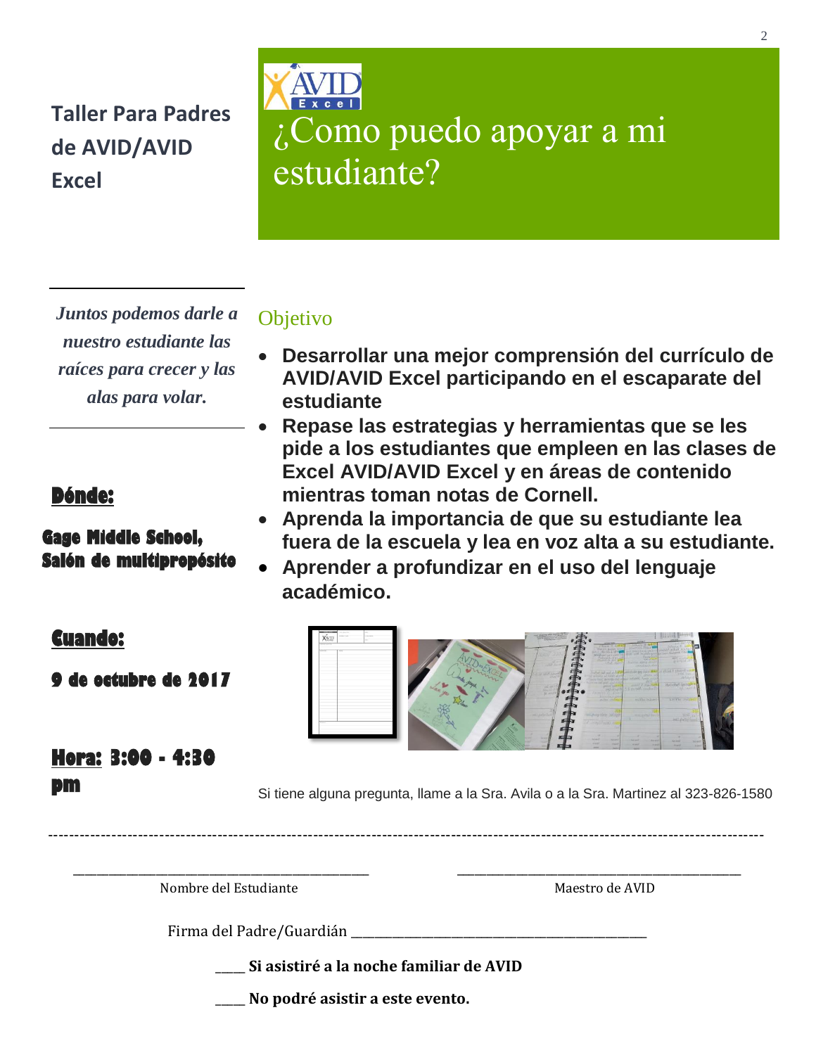# Taller Para Padres de AVID/AVID Excel

## ¿Como puedo apoyar a mi estudiante?

*Juntos podemos darle a nuestro estudiante las raíces para crecer y las alas para volar.*

**Dónde:**

**Gage Middle School, Salón de multipropósito**

**Cuando:**

**9 de octubre de 2017**

**Hora: 3:00 - 4:30 pm**

### Objetivo

- **Desarrollar una mejor comprensión del currículo de AVID/AVID Excel participando en el escaparate del estudiante**
- **Repase las estrategias y herramientas que se les pide a los estudiantes que empleen en las clases de Excel AVID/AVID Excel y en áreas de contenido mientras toman notas de Cornell.**
- **Aprenda la importancia de que su estudiante lea fuera de la escuela y lea en voz alta a su estudiante.**
- **Aprender a profundizar en el uso del lenguaje académico.**

Si tiene alguna pregunta, llame a la Sra. Avila o a la Sra. Martinez al 323-826-1580

---

\_\_\_\_\_\_\_\_\_\_\_\_\_\_\_\_\_\_\_\_\_\_\_\_\_\_\_\_\_\_\_\_\_\_\_\_\_\_\_\_ Nombre del Estudiante

\_\_\_\_\_\_\_\_\_\_\_\_\_\_\_\_\_\_\_\_\_\_\_\_\_\_\_\_\_\_\_\_\_\_\_\_\_\_\_\_ Maestro de AVID

Firma del Padre/Guardián \_\_\_\_\_\_\_\_\_\_\_\_\_\_\_\_\_\_\_\_\_\_\_\_\_\_\_\_\_\_\_\_\_\_\_\_\_\_\_\_

\_\_\_\_ **Si asistiré a la noche familiar de AVID**

\_\_\_\_ **No podré asistir a este evento.**